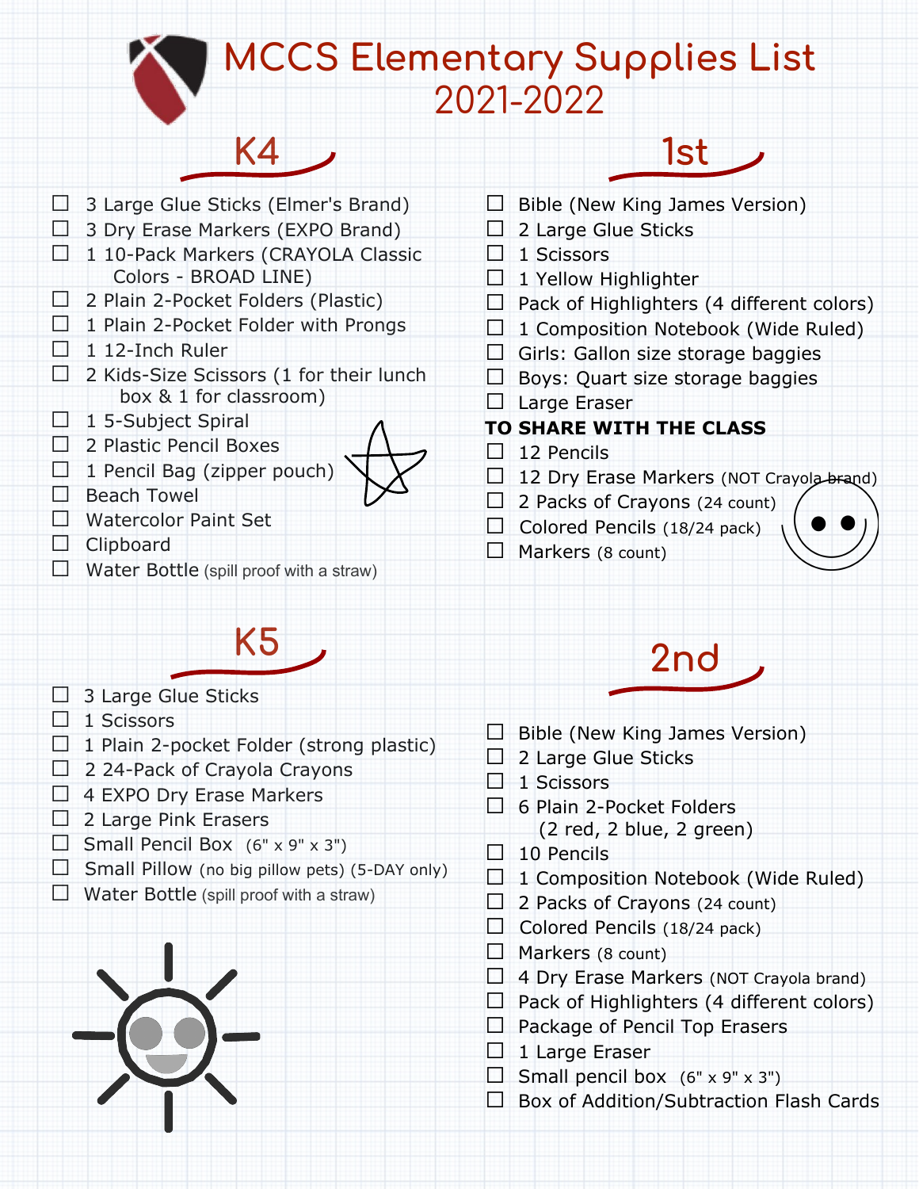# MCCS Elementary Supplies List 2021-2022

## K4

- ☐ 3 Large Glue Sticks (Elmer's Brand)
- ☐ 3 Dry Erase Markers (EXPO Brand)
- ☐ 1 10-Pack Markers (CRAYOLA Classic Colors - BROAD LINE)
- ☐ 2 Plain 2-Pocket Folders (Plastic)
- ☐ 1 Plain 2-Pocket Folder with Prongs
- ☐ 1 12-Inch Ruler
- ☐ 2 Kids-Size Scissors (1 for their lunch box & 1 for classroom)
- ☐ 1 5-Subject Spiral
- ☐ 2 Plastic Pencil Boxes
- ☐ 1 Pencil Bag (zipper pouch)
- ☐ Beach Towel
- ☐ Watercolor Paint Set
- ☐ Clipboard
- ☐ Water Bottle (spill proof with a straw)

## K5

- ☐ 3 Large Glue Sticks
- ☐ 1 Scissors
- ☐ 1 Plain 2-pocket Folder (strong plastic)
- ☐ 2 24-Pack of Crayola Crayons
- ☐ 4 EXPO Dry Erase Markers
- ☐ 2 Large Pink Erasers
- ☐ Small Pencil Box (6" x 9" x 3")
- ☐ Small Pillow (no big pillow pets) (5-DAY only)
- ☐ Water Bottle (spill proof with a straw)

## 1st

- ☐ Bible (New King James Version)
- ☐ 2 Large Glue Sticks
- ☐ 1 Scissors
- ☐ 1 Yellow Highlighter
- ☐ Pack of Highlighters (4 different colors)
- ☐ 1 Composition Notebook (Wide Ruled)
- ☐ Girls: Gallon size storage baggies
- ☐ Boys: Quart size storage baggies
- ☐ Large Eraser

**TO SHARE WITH THE CLASS**

- ☐ 12 Pencils
- ☐ 12 Dry Erase Markers (NOT Crayola brand)
- ☐ 2 Packs of Crayons (24 count)
- ☐ Colored Pencils (18/24 pack)
- ☐ Markers (8 count)

## 2nd

- ☐ Bible (New King James Version)
- ☐ 2 Large Glue Sticks
- ☐ 1 Scissors
- ☐ 6 Plain 2-Pocket Folders (2 red, 2 blue, 2 green)
- ☐ 10 Pencils
- ☐ 1 Composition Notebook (Wide Ruled)
- ☐ 2 Packs of Crayons (24 count)
- ☐ Colored Pencils (18/24 pack)
- ☐ Markers (8 count)
- ☐ 4 Dry Erase Markers (NOT Crayola brand)
- ☐ Pack of Highlighters (4 different colors)
- ☐ Package of Pencil Top Erasers
- ☐ 1 Large Eraser
- ☐ Small pencil box (6" x 9" x 3")
- ☐ Box of Addition/Subtraction Flash Cards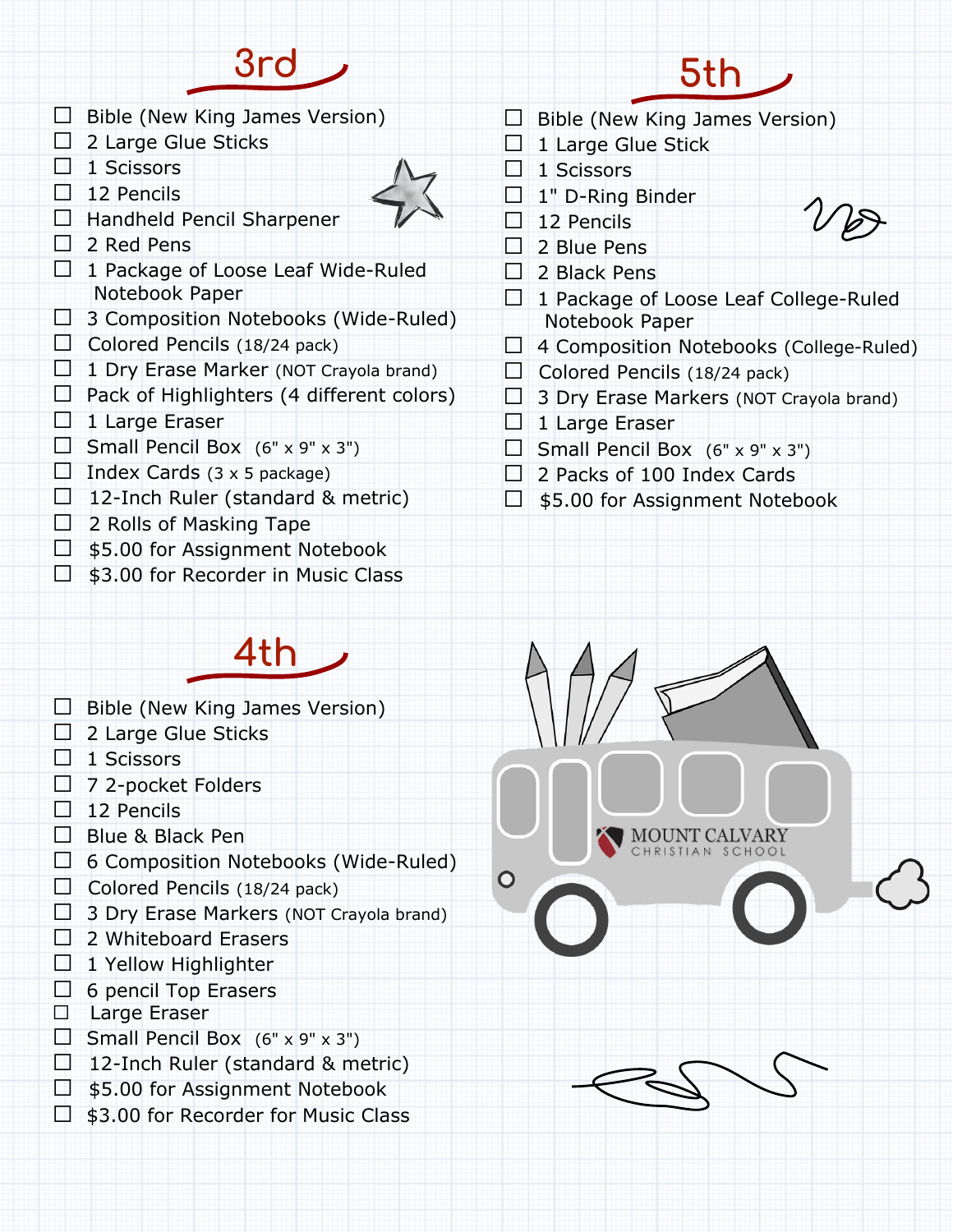## 3rd

- ☐ Bible (New King James Version)
- ☐ 2 Large Glue Sticks
- ☐ 1 Scissors
- ☐ 12 Pencils
- ☐ Handheld Pencil Sharpener
- ☐ 2 Red Pens
- ☐ 1 Package of Loose Leaf Wide-Ruled Notebook Paper
- ☐ 3 Composition Notebooks (Wide-Ruled)
- ☐ Colored Pencils (18/24 pack)
- ☐ 1 Dry Erase Marker (NOT Crayola brand)
- ☐ Pack of Highlighters (4 different colors)
- ☐ 1 Large Eraser
- ☐ Small Pencil Box (6" x 9" x 3")
- ☐ Index Cards (3 x 5 package)
- ☐ 12-Inch Ruler (standard & metric)
- ☐ 2 Rolls of Masking Tape
- ☐ $5.00 for Assignment Notebook
- ☐ $3.00 for Recorder in Music Class

## 4th

- ☐ Bible (New King James Version)
- ☐ 2 Large Glue Sticks
- ☐ 1 Scissors
- ☐ 7 2-pocket Folders
- ☐ 12 Pencils
- ☐ Blue & Black Pen
- ☐ 6 Composition Notebooks (Wide-Ruled)
- ☐ Colored Pencils (18/24 pack)
- ☐ 3 Dry Erase Markers (NOT Crayola brand)
- ☐ 2 Whiteboard Erasers
- ☐ 1 Yellow Highlighter
- ☐ 6 pencil Top Erasers
- ☐ Large Eraser
- ☐ Small Pencil Box (6" x 9" x 3")
- ☐ 12-Inch Ruler (standard & metric)
- ☐ $5.00 for Assignment Notebook
- ☐ $3.00 for Recorder for Music Class

## 5th

- ☐ Bible (New King James Version)
- ☐ 1 Large Glue Stick
- ☐ 1 Scissors
- ☐ 1" D-Ring Binder
- ☐ 12 Pencils
- ☐ 2 Blue Pens
- ☐ 2 Black Pens
- ☐ 1 Package of Loose Leaf College-Ruled Notebook Paper
- ☐ 4 Composition Notebooks (College-Ruled)
- ☐ Colored Pencils (18/24 pack)
- ☐ 3 Dry Erase Markers (NOT Crayola brand)
- ☐ 1 Large Eraser
- ☐ Small Pencil Box (6" x 9" x 3")
- ☐ 2 Packs of 100 Index Cards
- ☐ $5.00 for Assignment Notebook

MOUNT CALVARY
CHRISTIAN SCHOOL